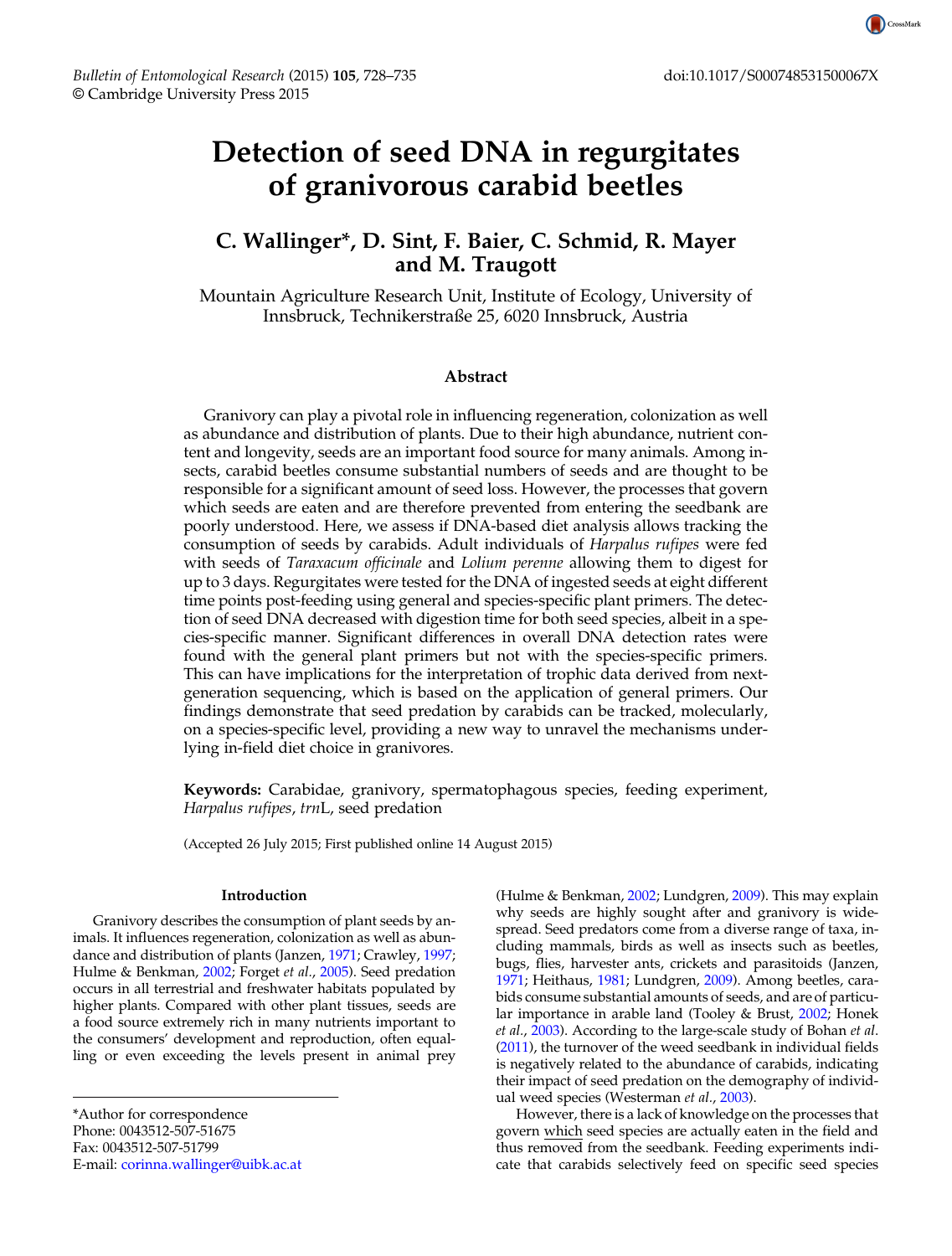# Detection of seed DNA in regurgitates of granivorous carabid beetles

**C. Wallinger*, D. Sint, F. Baier, C. Schmid, R. Mayer and M. Traugott**

Mountain Agriculture Research Unit, Institute of Ecology, University of Innsbruck, Technikerstraße 25, 6020 Innsbruck, Austria

## Abstract

Granivory can play a pivotal role in influencing regeneration, colonization as well as abundance and distribution of plants. Due to their high abundance, nutrient content and longevity, seeds are an important food source for many animals. Among insects, carabid beetles consume substantial numbers of seeds and are thought to be responsible for a significant amount of seed loss. However, the processes that govern which seeds are eaten and are therefore prevented from entering the seedbank are poorly understood. Here, we assess if DNA-based diet analysis allows tracking the consumption of seeds by carabids. Adult individuals of *Harpalus rufipes* were fed with seeds of *Taraxacum officinale* and *Lolium perenne* allowing them to digest for up to 3 days. Regurgitates were tested for the DNA of ingested seeds at eight different time points post-feeding using general and species-specific plant primers. The detection of seed DNA decreased with digestion time for both seed species, albeit in a species-specific manner. Significant differences in overall DNA detection rates were found with the general plant primers but not with the species-specific primers. This can have implications for the interpretation of trophic data derived from next-generation sequencing, which is based on the application of general primers. Our findings demonstrate that seed predation by carabids can be tracked, molecularly, on a species-specific level, providing a new way to unravel the mechanisms underlying in-field diet choice in granivores.

**Keywords:** Carabidae, granivory, spermatophagous species, feeding experiment, *Harpalus rufipes*, *trn*L, seed predation

(Accepted 26 July 2015; First published online 14 August 2015)

*Author for correspondence
Phone: 0043512-507-51675
Fax: 0043512-507-51799
E-mail: corinna.wallinger@uibk.ac.at

## Introduction

Granivory describes the consumption of plant seeds by animals. It influences regeneration, colonization as well as abundance and distribution of plants (Janzen, 1971; Crawley, 1997; Hulme & Benkman, 2002; Forget *et al.*, 2005). Seed predation occurs in all terrestrial and freshwater habitats populated by higher plants. Compared with other plant tissues, seeds are a food source extremely rich in many nutrients important to the consumers' development and reproduction, often equalling or even exceeding the levels present in animal prey (Hulme & Benkman, 2002; Lundgren, 2009). This may explain why seeds are highly sought after and granivory is widespread. Seed predators come from a diverse range of taxa, including mammals, birds as well as insects such as beetles, bugs, flies, harvester ants, crickets and parasitoids (Janzen, 1971; Heithaus, 1981; Lundgren, 2009). Among beetles, carabids consume substantial amounts of seeds, and are of particular importance in arable land (Tooley & Brust, 2002; Honek *et al.*, 2003). According to the large-scale study of Bohan *et al.* (2011), the turnover of the weed seedbank in individual fields is negatively related to the abundance of carabids, indicating their impact of seed predation on the demography of individual weed species (Westerman *et al.*, 2003).

However, there is a lack of knowledge on the processes that govern which seed species are actually eaten in the field and thus removed from the seedbank. Feeding experiments indicate that carabids selectively feed on specific seed species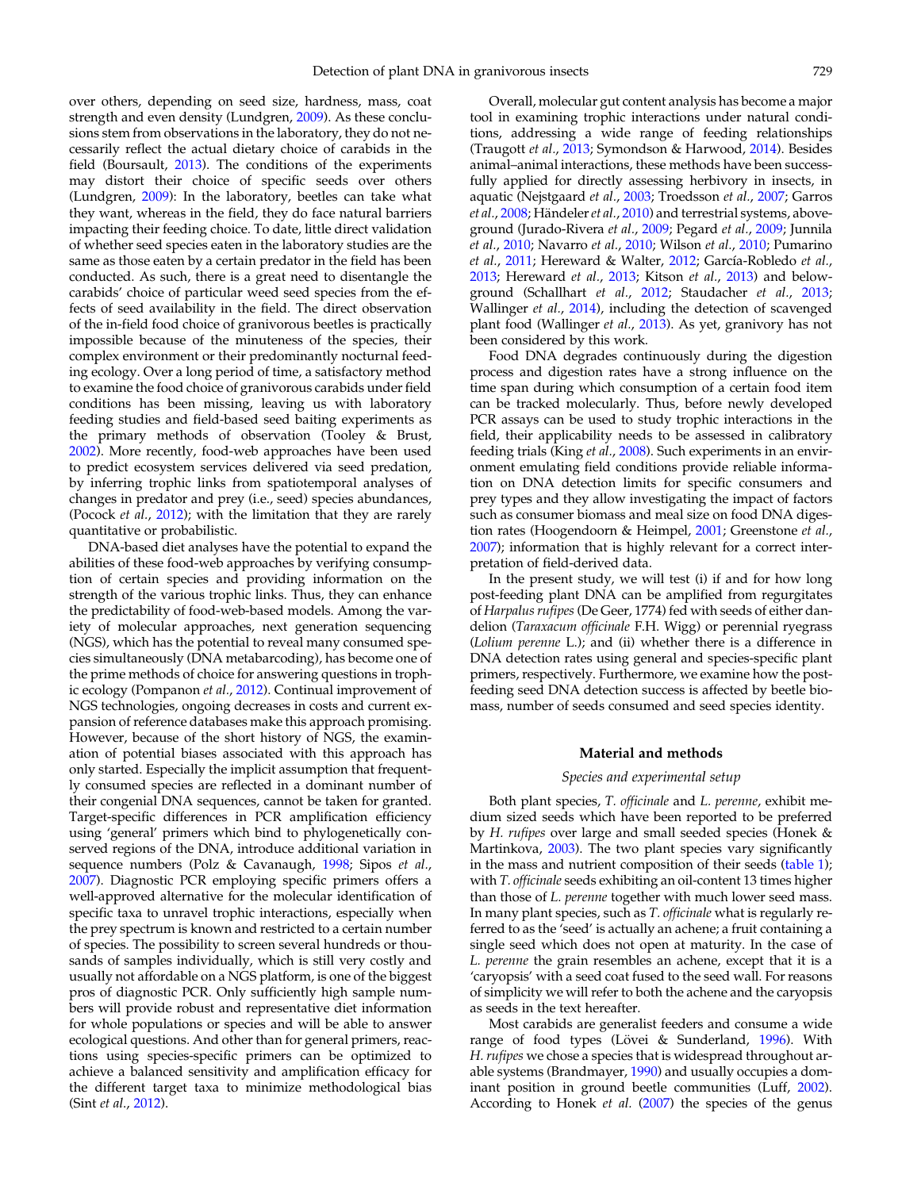over others, depending on seed size, hardness, mass, coat strength and even density (Lundgren, 2009). As these conclusions stem from observations in the laboratory, they do not necessarily reflect the actual dietary choice of carabids in the field (Boursault, 2013). The conditions of the experiments may distort their choice of specific seeds over others (Lundgren, 2009): In the laboratory, beetles can take what they want, whereas in the field, they do face natural barriers impacting their feeding choice. To date, little direct validation of whether seed species eaten in the laboratory studies are the same as those eaten by a certain predator in the field has been conducted. As such, there is a great need to disentangle the carabids' choice of particular weed seed species from the effects of seed availability in the field. The direct observation of the in-field food choice of granivorous beetles is practically impossible because of the minuteness of the species, their complex environment or their predominantly nocturnal feeding ecology. Over a long period of time, a satisfactory method to examine the food choice of granivorous carabids under field conditions has been missing, leaving us with laboratory feeding studies and field-based seed baiting experiments as the primary methods of observation (Tooley & Brust, 2002). More recently, food-web approaches have been used to predict ecosystem services delivered via seed predation, by inferring trophic links from spatiotemporal analyses of changes in predator and prey (i.e., seed) species abundances, (Pocock *et al.*, 2012); with the limitation that they are rarely quantitative or probabilistic.

DNA-based diet analyses have the potential to expand the abilities of these food-web approaches by verifying consumption of certain species and providing information on the strength of the various trophic links. Thus, they can enhance the predictability of food-web-based models. Among the variety of molecular approaches, next generation sequencing (NGS), which has the potential to reveal many consumed species simultaneously (DNA metabarcoding), has become one of the prime methods of choice for answering questions in trophic ecology (Pompanon *et al.*, 2012). Continual improvement of NGS technologies, ongoing decreases in costs and current expansion of reference databases make this approach promising. However, because of the short history of NGS, the examination of potential biases associated with this approach has only started. Especially the implicit assumption that frequently consumed species are reflected in a dominant number of their congenial DNA sequences, cannot be taken for granted. Target-specific differences in PCR amplification efficiency using 'general' primers which bind to phylogenetically conserved regions of the DNA, introduce additional variation in sequence numbers (Polz & Cavanaugh, 1998; Sipos *et al.*, 2007). Diagnostic PCR employing specific primers offers a well-approved alternative for the molecular identification of specific taxa to unravel trophic interactions, especially when the prey spectrum is known and restricted to a certain number of species. The possibility to screen several hundreds or thousands of samples individually, which is still very costly and usually not affordable on a NGS platform, is one of the biggest pros of diagnostic PCR. Only sufficiently high sample numbers will provide robust and representative diet information for whole populations or species and will be able to answer ecological questions. And other than for general primers, reactions using species-specific primers can be optimized to achieve a balanced sensitivity and amplification efficacy for the different target taxa to minimize methodological bias (Sint *et al.*, 2012).

Overall, molecular gut content analysis has become a major tool in examining trophic interactions under natural conditions, addressing a wide range of feeding relationships (Traugott *et al.*, 2013; Symondson & Harwood, 2014). Besides animal–animal interactions, these methods have been successfully applied for directly assessing herbivory in insects, in aquatic (Nejstgaard *et al.*, 2003; Troedsson *et al.*, 2007; Garros *et al.*, 2008; Händeler *et al.*, 2010) and terrestrial systems, aboveground (Jurado-Rivera *et al.*, 2009; Pegard *et al.*, 2009; Junnila *et al.*, 2010; Navarro *et al.*, 2010; Wilson *et al.*, 2010; Pumarino *et al.*, 2011; Hereward & Walter, 2012; García-Robledo *et al.*, 2013; Hereward *et al.*, 2013; Kitson *et al.*, 2013) and belowground (Schallhart *et al.*, 2012; Staudacher *et al.*, 2013; Wallinger *et al.*, 2014), including the detection of scavenged plant food (Wallinger *et al.*, 2013). As yet, granivory has not been considered by this work.

Food DNA degrades continuously during the digestion process and digestion rates have a strong influence on the time span during which consumption of a certain food item can be tracked molecularly. Thus, before newly developed PCR assays can be used to study trophic interactions in the field, their applicability needs to be assessed in calibratory feeding trials (King *et al.*, 2008). Such experiments in an environment emulating field conditions provide reliable information on DNA detection limits for specific consumers and prey types and they allow investigating the impact of factors such as consumer biomass and meal size on food DNA digestion rates (Hoogendoorn & Heimpel, 2001; Greenstone *et al.*, 2007); information that is highly relevant for a correct interpretation of field-derived data.

In the present study, we will test (i) if and for how long post-feeding plant DNA can be amplified from regurgitates of *Harpalus rufipes* (De Geer, 1774) fed with seeds of either dandelion (*Taraxacum officinale* F.H. Wigg) or perennial ryegrass (*Lolium perenne* L.); and (ii) whether there is a difference in DNA detection rates using general and species-specific plant primers, respectively. Furthermore, we examine how the post-feeding seed DNA detection success is affected by beetle biomass, number of seeds consumed and seed species identity.

## Material and methods

### *Species and experimental setup*

Both plant species, *T. officinale* and *L. perenne*, exhibit medium sized seeds which have been reported to be preferred by *H. rufipes* over large and small seeded species (Honek & Martinkova, 2003). The two plant species vary significantly in the mass and nutrient composition of their seeds (table 1); with *T. officinale* seeds exhibiting an oil-content 13 times higher than those of *L. perenne* together with much lower seed mass. In many plant species, such as *T. officinale* what is regularly referred to as the 'seed' is actually an achene; a fruit containing a single seed which does not open at maturity. In the case of *L. perenne* the grain resembles an achene, except that it is a 'caryopsis' with a seed coat fused to the seed wall. For reasons of simplicity we will refer to both the achene and the caryopsis as seeds in the text hereafter.

Most carabids are generalist feeders and consume a wide range of food types (Lövei & Sunderland, 1996). With *H. rufipes* we chose a species that is widespread throughout arable systems (Brandmayer, 1990) and usually occupies a dominant position in ground beetle communities (Luff, 2002). According to Honek *et al.* (2007) the species of the genus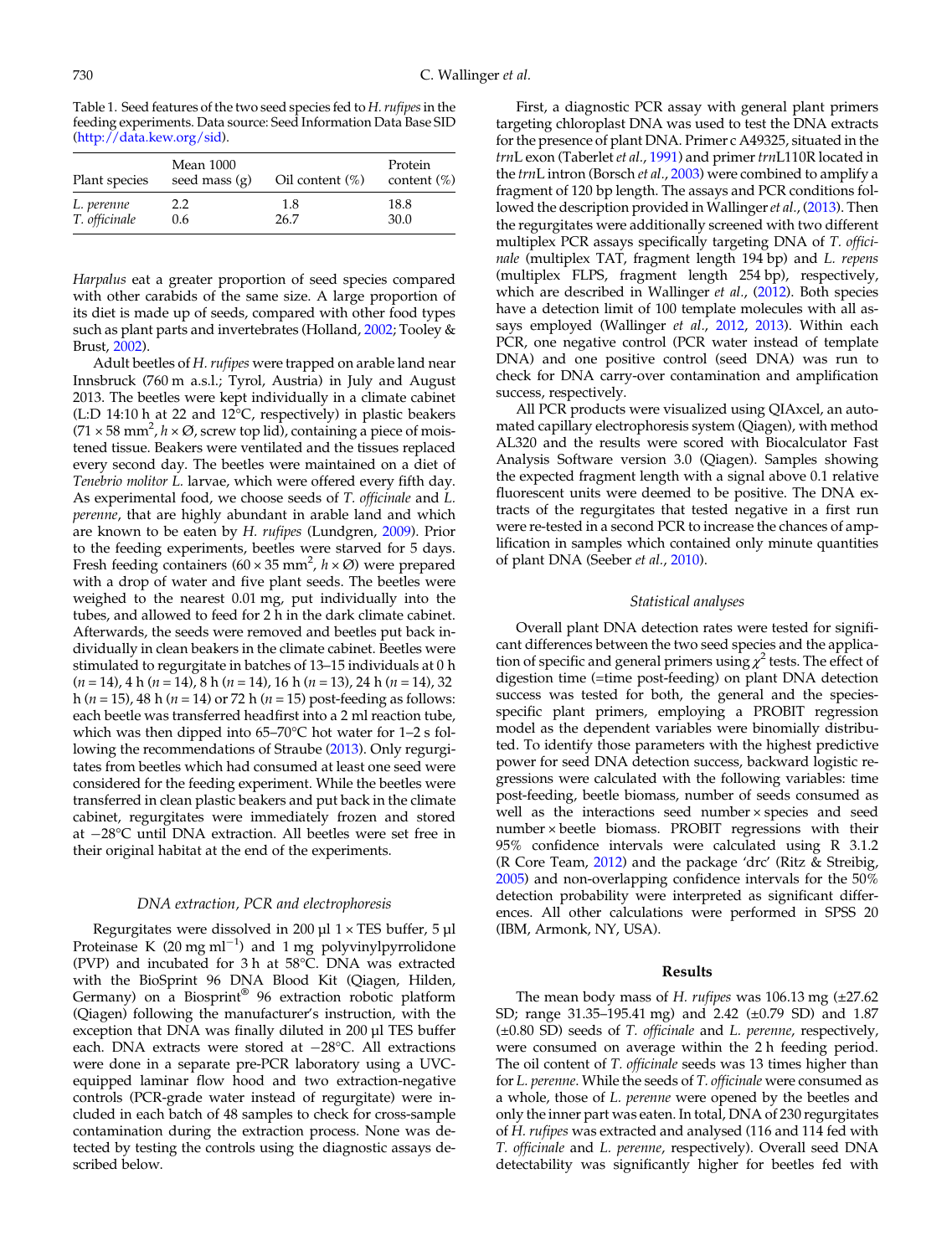Table 1. Seed features of the two seed species fed to *H. rufipes* in the feeding experiments. Data source: Seed Information Data Base SID (http://data.kew.org/sid).

| Plant species | Mean 1000 seed mass (g) | Oil content (%) | Protein content (%) |
|---|---|---|---|
| *L. perenne* | 2.2 | 1.8 | 18.8 |
| *T. officinale* | 0.6 | 26.7 | 30.0 |

*Harpalus* eat a greater proportion of seed species compared with other carabids of the same size. A large proportion of its diet is made up of seeds, compared with other food types such as plant parts and invertebrates (Holland, 2002; Tooley & Brust, 2002).

Adult beetles of *H. rufipes* were trapped on arable land near Innsbruck (760 m a.s.l.; Tyrol, Austria) in July and August 2013. The beetles were kept individually in a climate cabinet (L:D 14:10 h at 22 and 12°C, respectively) in plastic beakers (71 × 58 mm$^2$, $h$ × Ø, screw top lid), containing a piece of moistened tissue. Beakers were ventilated and the tissues replaced every second day. The beetles were maintained on a diet of *Tenebrio molitor L.* larvae, which were offered every fifth day. As experimental food, we choose seeds of *T. officinale* and *L. perenne*, that are highly abundant in arable land and which are known to be eaten by *H. rufipes* (Lundgren, 2009). Prior to the feeding experiments, beetles were starved for 5 days. Fresh feeding containers (60 × 35 mm$^2$, $h$ × Ø) were prepared with a drop of water and five plant seeds. The beetles were weighed to the nearest 0.01 mg, put individually into the tubes, and allowed to feed for 2 h in the dark climate cabinet. Afterwards, the seeds were removed and beetles put back individually in clean beakers in the climate cabinet. Beetles were stimulated to regurgitate in batches of 13–15 individuals at 0 h ($n$ = 14), 4 h ($n$ = 14), 8 h ($n$ = 14), 16 h ($n$ = 13), 24 h ($n$ = 14), 32 h ($n$ = 15), 48 h ($n$ = 14) or 72 h ($n$ = 15) post-feeding as follows: each beetle was transferred headfirst into a 2 ml reaction tube, which was then dipped into 65–70°C hot water for 1–2 s following the recommendations of Straube (2013). Only regurgitates from beetles which had consumed at least one seed were considered for the feeding experiment. While the beetles were transferred in clean plastic beakers and put back in the climate cabinet, regurgitates were immediately frozen and stored at −28°C until DNA extraction. All beetles were set free in their original habitat at the end of the experiments.

### DNA extraction, PCR and electrophoresis

Regurgitates were dissolved in 200 µl 1 × TES buffer, 5 µl Proteinase K (20 mg ml$^{-1}$) and 1 mg polyvinylpyrrolidone (PVP) and incubated for 3 h at 58°C. DNA was extracted with the BioSprint 96 DNA Blood Kit (Qiagen, Hilden, Germany) on a Biosprint® 96 extraction robotic platform (Qiagen) following the manufacturer's instruction, with the exception that DNA was finally diluted in 200 µl TES buffer each. DNA extracts were stored at −28°C. All extractions were done in a separate pre-PCR laboratory using a UVC-equipped laminar flow hood and two extraction-negative controls (PCR-grade water instead of regurgitate) were included in each batch of 48 samples to check for cross-sample contamination during the extraction process. None was detected by testing the controls using the diagnostic assays described below.

First, a diagnostic PCR assay with general plant primers targeting chloroplast DNA was used to test the DNA extracts for the presence of plant DNA. Primer c A49325, situated in the *trn*L exon (Taberlet *et al.*, 1991) and primer *trn*L110R located in the *trn*L intron (Borsch *et al.*, 2003) were combined to amplify a fragment of 120 bp length. The assays and PCR conditions followed the description provided in Wallinger *et al.*, (2013). Then the regurgitates were additionally screened with two different multiplex PCR assays specifically targeting DNA of *T. officinale* (multiplex TAT, fragment length 194 bp) and *L. repens* (multiplex FLPS, fragment length 254 bp), respectively, which are described in Wallinger *et al.*, (2012). Both species have a detection limit of 100 template molecules with all assays employed (Wallinger *et al.*, 2012, 2013). Within each PCR, one negative control (PCR water instead of template DNA) and one positive control (seed DNA) was run to check for DNA carry-over contamination and amplification success, respectively.

All PCR products were visualized using QIAxcel, an automated capillary electrophoresis system (Qiagen), with method AL320 and the results were scored with Biocalculator Fast Analysis Software version 3.0 (Qiagen). Samples showing the expected fragment length with a signal above 0.1 relative fluorescent units were deemed to be positive. The DNA extracts of the regurgitates that tested negative in a first run were re-tested in a second PCR to increase the chances of amplification in samples which contained only minute quantities of plant DNA (Seeber *et al.*, 2010).

### Statistical analyses

Overall plant DNA detection rates were tested for significant differences between the two seed species and the application of specific and general primers using $\chi^2$ tests. The effect of digestion time (=time post-feeding) on plant DNA detection success was tested for both, the general and the species-specific plant primers, employing a PROBIT regression model as the dependent variables were binomially distributed. To identify those parameters with the highest predictive power for seed DNA detection success, backward logistic regressions were calculated with the following variables: time post-feeding, beetle biomass, number of seeds consumed as well as the interactions seed number × species and seed number × beetle biomass. PROBIT regressions with their 95% confidence intervals were calculated using R 3.1.2 (R Core Team, 2012) and the package 'drc' (Ritz & Streibig, 2005) and non-overlapping confidence intervals for the 50% detection probability were interpreted as significant differences. All other calculations were performed in SPSS 20 (IBM, Armonk, NY, USA).

## Results

The mean body mass of *H. rufipes* was 106.13 mg (±27.62 SD; range 31.35–195.41 mg) and 2.42 (±0.79 SD) and 1.87 (±0.80 SD) seeds of *T. officinale* and *L. perenne*, respectively, were consumed on average within the 2 h feeding period. The oil content of *T. officinale* seeds was 13 times higher than for *L. perenne*. While the seeds of *T. officinale* were consumed as a whole, those of *L. perenne* were opened by the beetles and only the inner part was eaten. In total, DNA of 230 regurgitates of *H. rufipes* was extracted and analysed (116 and 114 fed with *T. officinale* and *L. perenne*, respectively). Overall seed DNA detectability was significantly higher for beetles fed with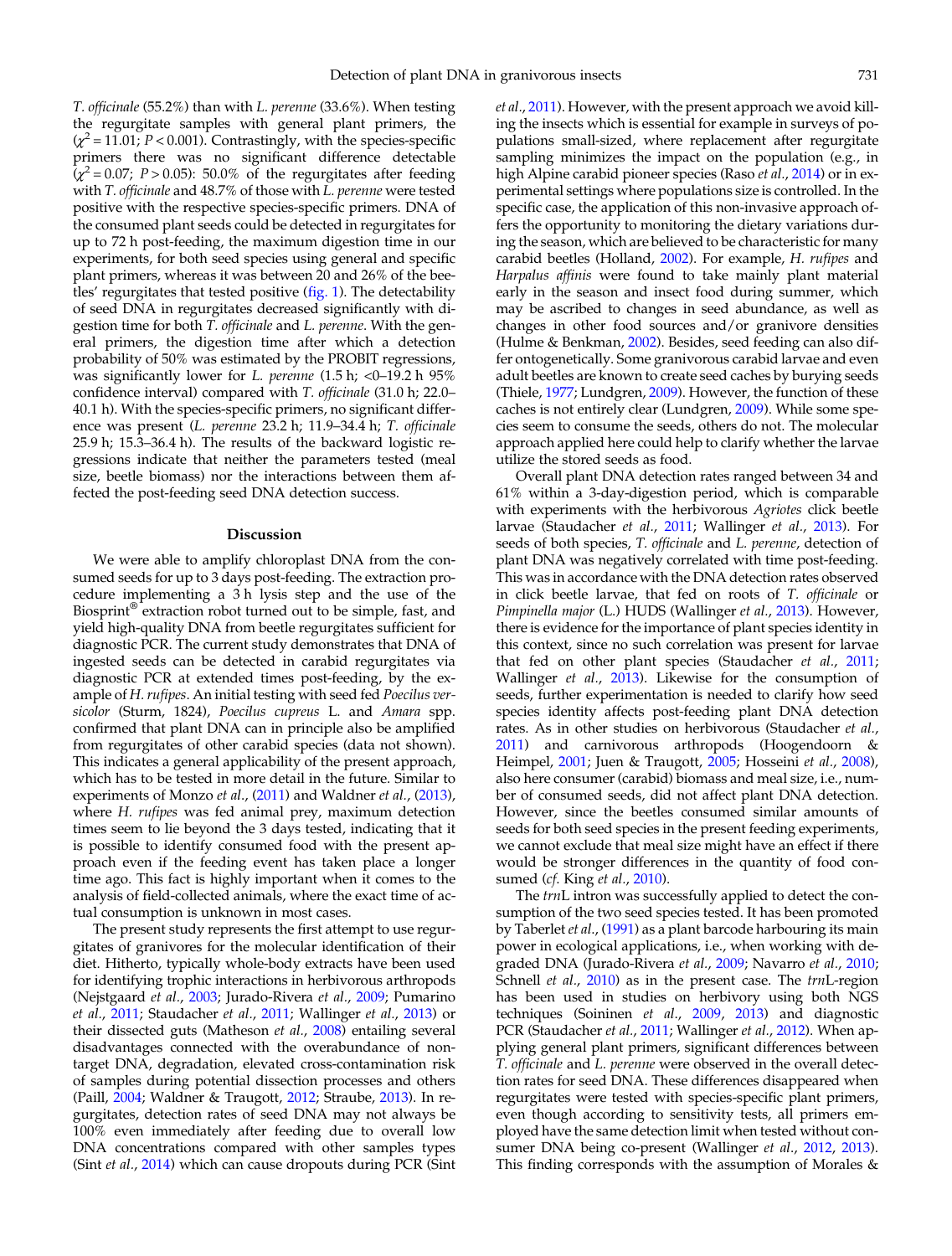*T. officinale* (55.2%) than with *L. perenne* (33.6%). When testing the regurgitate samples with general plant primers, the ($\chi^2 = 11.01$; $P < 0.001$). Contrastingly, with the species-specific primers there was no significant difference detectable ($\chi^2 = 0.07$; $P > 0.05$): 50.0% of the regurgitates after feeding with *T. officinale* and 48.7% of those with *L. perenne* were tested positive with the respective species-specific primers. DNA of the consumed plant seeds could be detected in regurgitates for up to 72 h post-feeding, the maximum digestion time in our experiments, for both seed species using general and specific plant primers, whereas it was between 20 and 26% of the beetles' regurgitates that tested positive (fig. 1). The detectability of seed DNA in regurgitates decreased significantly with digestion time for both *T. officinale* and *L. perenne*. With the general primers, the digestion time after which a detection probability of 50% was estimated by the PROBIT regressions, was significantly lower for *L. perenne* (1.5 h; <0–19.2 h 95% confidence interval) compared with *T. officinale* (31.0 h; 22.0–40.1 h). With the species-specific primers, no significant difference was present (*L. perenne* 23.2 h; 11.9–34.4 h; *T. officinale* 25.9 h; 15.3–36.4 h). The results of the backward logistic regressions indicate that neither the parameters tested (meal size, beetle biomass) nor the interactions between them affected the post-feeding seed DNA detection success.

## Discussion

We were able to amplify chloroplast DNA from the consumed seeds for up to 3 days post-feeding. The extraction procedure implementing a 3 h lysis step and the use of the Biosprint® extraction robot turned out to be simple, fast, and yield high-quality DNA from beetle regurgitates sufficient for diagnostic PCR. The current study demonstrates that DNA of ingested seeds can be detected in carabid regurgitates via diagnostic PCR at extended times post-feeding, by the example of *H. rufipes*. An initial testing with seed fed *Poecilus versicolor* (Sturm, 1824), *Poecilus cupreus* L. and *Amara* spp. confirmed that plant DNA can in principle also be amplified from regurgitates of other carabid species (data not shown). This indicates a general applicability of the present approach, which has to be tested in more detail in the future. Similar to experiments of Monzo *et al*., (2011) and Waldner *et al*., (2013), where *H. rufipes* was fed animal prey, maximum detection times seem to lie beyond the 3 days tested, indicating that it is possible to identify consumed food with the present approach even if the feeding event has taken place a longer time ago. This fact is highly important when it comes to the analysis of field-collected animals, where the exact time of actual consumption is unknown in most cases.

The present study represents the first attempt to use regurgitates of granivores for the molecular identification of their diet. Hitherto, typically whole-body extracts have been used for identifying trophic interactions in herbivorous arthropods (Nejstgaard *et al*., 2003; Jurado-Rivera *et al*., 2009; Pumarino *et al*., 2011; Staudacher *et al*., 2011; Wallinger *et al*., 2013) or their dissected guts (Matheson *et al*., 2008) entailing several disadvantages connected with the overabundance of non-target DNA, degradation, elevated cross-contamination risk of samples during potential dissection processes and others (Paill, 2004; Waldner & Traugott, 2012; Straube, 2013). In regurgitates, detection rates of seed DNA may not always be 100% even immediately after feeding due to overall low DNA concentrations compared with other samples types (Sint *et al*., 2014) which can cause dropouts during PCR (Sint *et al*., 2011). However, with the present approach we avoid killing the insects which is essential for example in surveys of populations small-sized, where replacement after regurgitate sampling minimizes the impact on the population (e.g., in high Alpine carabid pioneer species (Raso *et al*., 2014) or in experimental settings where populations size is controlled. In the specific case, the application of this non-invasive approach offers the opportunity to monitoring the dietary variations during the season, which are believed to be characteristic for many carabid beetles (Holland, 2002). For example, *H. rufipes* and *Harpalus affinis* were found to take mainly plant material early in the season and insect food during summer, which may be ascribed to changes in seed abundance, as well as changes in other food sources and/or granivore densities (Hulme & Benkman, 2002). Besides, seed feeding can also differ ontogenetically. Some granivorous carabid larvae and even adult beetles are known to create seed caches by burying seeds (Thiele, 1977; Lundgren, 2009). However, the function of these caches is not entirely clear (Lundgren, 2009). While some species seem to consume the seeds, others do not. The molecular approach applied here could help to clarify whether the larvae utilize the stored seeds as food.

Overall plant DNA detection rates ranged between 34 and 61% within a 3-day-digestion period, which is comparable with experiments with the herbivorous *Agriotes* click beetle larvae (Staudacher *et al*., 2011; Wallinger *et al*., 2013). For seeds of both species, *T. officinale* and *L. perenne*, detection of plant DNA was negatively correlated with time post-feeding. This was in accordance with the DNA detection rates observed in click beetle larvae, that fed on roots of *T. officinale* or *Pimpinella major* (L.) HUDS (Wallinger *et al*., 2013). However, there is evidence for the importance of plant species identity in this context, since no such correlation was present for larvae that fed on other plant species (Staudacher *et al*., 2011; Wallinger *et al*., 2013). Likewise for the consumption of seeds, further experimentation is needed to clarify how seed species identity affects post-feeding plant DNA detection rates. As in other studies on herbivorous (Staudacher *et al*., 2011) and carnivorous arthropods (Hoogendoorn & Heimpel, 2001; Juen & Traugott, 2005; Hosseini *et al*., 2008), also here consumer (carabid) biomass and meal size, i.e., number of consumed seeds, did not affect plant DNA detection. However, since the beetles consumed similar amounts of seeds for both seed species in the present feeding experiments, we cannot exclude that meal size might have an effect if there would be stronger differences in the quantity of food consumed (*cf*. King *et al*., 2010).

The *trn*L intron was successfully applied to detect the consumption of the two seed species tested. It has been promoted by Taberlet *et al*., (1991) as a plant barcode harbouring its main power in ecological applications, i.e., when working with degraded DNA (Jurado-Rivera *et al*., 2009; Navarro *et al*., 2010; Schnell *et al*., 2010) as in the present case. The *trn*L-region has been used in studies on herbivory using both NGS techniques (Soininen *et al*., 2009, 2013) and diagnostic PCR (Staudacher *et al*., 2011; Wallinger *et al*., 2012). When applying general plant primers, significant differences between *T. officinale* and *L. perenne* were observed in the overall detection rates for seed DNA. These differences disappeared when regurgitates were tested with species-specific plant primers, even though according to sensitivity tests, all primers employed have the same detection limit when tested without consumer DNA being co-present (Wallinger *et al*., 2012, 2013). This finding corresponds with the assumption of Morales &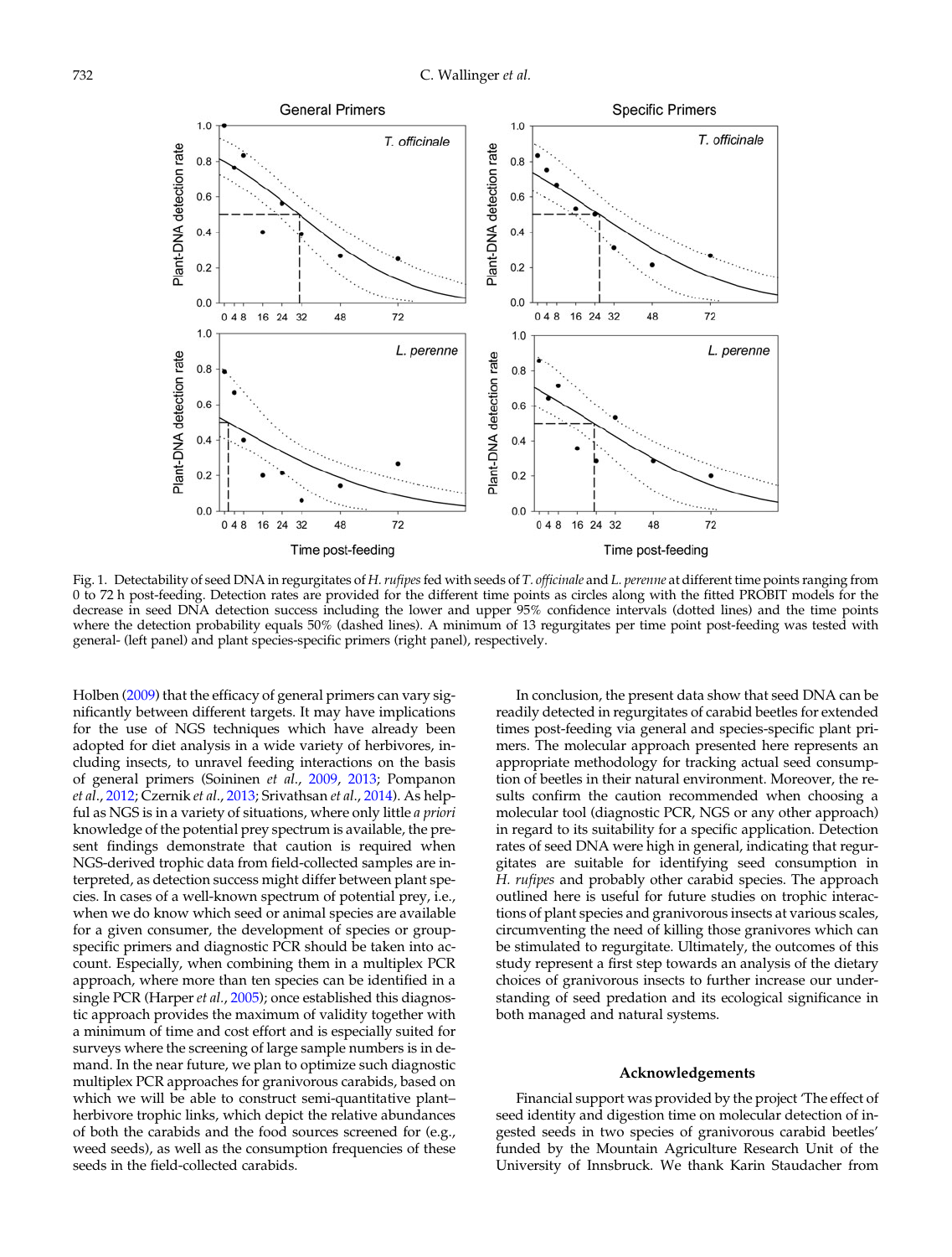Fig. 1. Detectability of seed DNA in regurgitates of *H. rufipes* fed with seeds of *T. officinale* and *L. perenne* at different time points ranging from 0 to 72 h post-feeding. Detection rates are provided for the different time points as circles along with the fitted PROBIT models for the decrease in seed DNA detection success including the lower and upper 95% confidence intervals (dotted lines) and the time points where the detection probability equals 50% (dashed lines). A minimum of 13 regurgitates per time point post-feeding was tested with general- (left panel) and plant species-specific primers (right panel), respectively.

Holben (2009) that the efficacy of general primers can vary significantly between different targets. It may have implications for the use of NGS techniques which have already been adopted for diet analysis in a wide variety of herbivores, including insects, to unravel feeding interactions on the basis of general primers (Soininen *et al.*, 2009, 2013; Pompanon *et al.*, 2012; Czernik *et al.*, 2013; Srivathsan *et al.*, 2014). As helpful as NGS is in a variety of situations, where only little *a priori* knowledge of the potential prey spectrum is available, the present findings demonstrate that caution is required when NGS-derived trophic data from field-collected samples are interpreted, as detection success might differ between plant species. In cases of a well-known spectrum of potential prey, i.e., when we do know which seed or animal species are available for a given consumer, the development of species or group-specific primers and diagnostic PCR should be taken into account. Especially, when combining them in a multiplex PCR approach, where more than ten species can be identified in a single PCR (Harper *et al.*, 2005); once established this diagnostic approach provides the maximum of validity together with a minimum of time and cost effort and is especially suited for surveys where the screening of large sample numbers is in demand. In the near future, we plan to optimize such diagnostic multiplex PCR approaches for granivorous carabids, based on which we will be able to construct semi-quantitative plant–herbivore trophic links, which depict the relative abundances of both the carabids and the food sources screened for (e.g., weed seeds), as well as the consumption frequencies of these seeds in the field-collected carabids.

In conclusion, the present data show that seed DNA can be readily detected in regurgitates of carabid beetles for extended times post-feeding via general and species-specific plant primers. The molecular approach presented here represents an appropriate methodology for tracking actual seed consumption of beetles in their natural environment. Moreover, the results confirm the caution recommended when choosing a molecular tool (diagnostic PCR, NGS or any other approach) in regard to its suitability for a specific application. Detection rates of seed DNA were high in general, indicating that regurgitates are suitable for identifying seed consumption in *H. rufipes* and probably other carabid species. The approach outlined here is useful for future studies on trophic interactions of plant species and granivorous insects at various scales, circumventing the need of killing those granivores which can be stimulated to regurgitate. Ultimately, the outcomes of this study represent a first step towards an analysis of the dietary choices of granivorous insects to further increase our understanding of seed predation and its ecological significance in both managed and natural systems.

## Acknowledgements

Financial support was provided by the project 'The effect of seed identity and digestion time on molecular detection of ingested seeds in two species of granivorous carabid beetles' funded by the Mountain Agriculture Research Unit of the University of Innsbruck. We thank Karin Staudacher from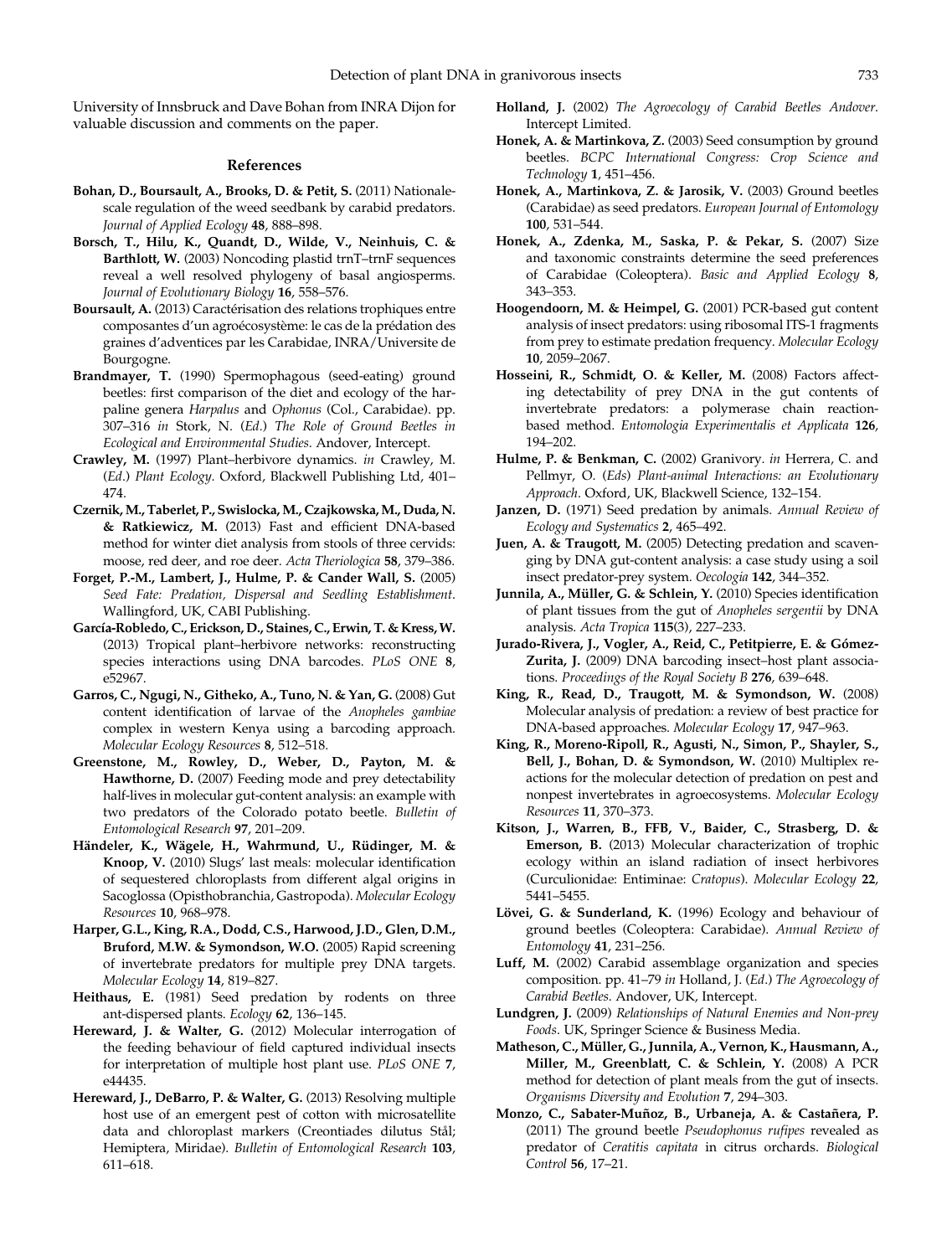University of Innsbruck and Dave Bohan from INRA Dijon for valuable discussion and comments on the paper.

## References

**Bohan, D., Boursault, A., Brooks, D. & Petit, S.** (2011) National-scale regulation of the weed seedbank by carabid predators. *Journal of Applied Ecology* **48**, 888–898.

**Borsch, T., Hilu, K., Quandt, D., Wilde, V., Neinhuis, C. & Barthlott, W.** (2003) Noncoding plastid trnT–trnF sequences reveal a well resolved phylogeny of basal angiosperms. *Journal of Evolutionary Biology* **16**, 558–576.

**Boursault, A.** (2013) Caractérisation des relations trophiques entre composantes d'un agroécosystème: le cas de la prédation des graines d'adventices par les Carabidae, INRA/Universite de Bourgogne.

**Brandmayer, T.** (1990) Spermophagous (seed-eating) ground beetles: first comparison of the diet and ecology of the harpaline genera *Harpalus* and *Ophonus* (Col., Carabidae). pp. 307–316 *in* Stork, N. (*Ed.*) *The Role of Ground Beetles in Ecological and Environmental Studies*. Andover, Intercept.

**Crawley, M.** (1997) Plant–herbivore dynamics. *in* Crawley, M. (*Ed.*) *Plant Ecology*. Oxford, Blackwell Publishing Ltd, 401–474.

**Czernik, M., Taberlet, P., Swislocka, M., Czajkowska, M., Duda, N. & Ratkiewicz, M.** (2013) Fast and efficient DNA-based method for winter diet analysis from stools of three cervids: moose, red deer, and roe deer. *Acta Theriologica* **58**, 379–386.

**Forget, P.-M., Lambert, J., Hulme, P. & Cander Wall, S.** (2005) *Seed Fate: Predation, Dispersal and Seedling Establishment*. Wallingford, UK, CABI Publishing.

**García-Robledo, C., Erickson, D., Staines, C., Erwin, T. & Kress, W.** (2013) Tropical plant–herbivore networks: reconstructing species interactions using DNA barcodes. *PLoS ONE* **8**, e52967.

**Garros, C., Ngugi, N., Githeko, A., Tuno, N. & Yan, G.** (2008) Gut content identification of larvae of the *Anopheles gambiae* complex in western Kenya using a barcoding approach. *Molecular Ecology Resources* **8**, 512–518.

**Greenstone, M., Rowley, D., Weber, D., Payton, M. & Hawthorne, D.** (2007) Feeding mode and prey detectability half-lives in molecular gut-content analysis: an example with two predators of the Colorado potato beetle. *Bulletin of Entomological Research* **97**, 201–209.

**Händeler, K., Wägele, H., Wahrmund, U., Rüdinger, M. & Knoop, V.** (2010) Slugs' last meals: molecular identification of sequestered chloroplasts from different algal origins in Sacoglossa (Opisthobranchia, Gastropoda). *Molecular Ecology Resources* **10**, 968–978.

**Harper, G.L., King, R.A., Dodd, C.S., Harwood, J.D., Glen, D.M., Bruford, M.W. & Symondson, W.O.** (2005) Rapid screening of invertebrate predators for multiple prey DNA targets. *Molecular Ecology* **14**, 819–827.

**Heithaus, E.** (1981) Seed predation by rodents on three ant-dispersed plants. *Ecology* **62**, 136–145.

**Hereward, J. & Walter, G.** (2012) Molecular interrogation of the feeding behaviour of field captured individual insects for interpretation of multiple host plant use. *PLoS ONE* **7**, e44435.

**Hereward, J., DeBarro, P. & Walter, G.** (2013) Resolving multiple host use of an emergent pest of cotton with microsatellite data and chloroplast markers (Creontiades dilutus Stål; Hemiptera, Miridae). *Bulletin of Entomological Research* **103**, 611–618.

**Holland, J.** (2002) *The Agroecology of Carabid Beetles Andover*. Intercept Limited.

**Honek, A. & Martinkova, Z.** (2003) Seed consumption by ground beetles. *BCPC International Congress: Crop Science and Technology* **1**, 451–456.

**Honek, A., Martinkova, Z. & Jarosik, V.** (2003) Ground beetles (Carabidae) as seed predators. *European Journal of Entomology* **100**, 531–544.

**Honek, A., Zdenka, M., Saska, P. & Pekar, S.** (2007) Size and taxonomic constraints determine the seed preferences of Carabidae (Coleoptera). *Basic and Applied Ecology* **8**, 343–353.

**Hoogendoorn, M. & Heimpel, G.** (2001) PCR-based gut content analysis of insect predators: using ribosomal ITS-1 fragments from prey to estimate predation frequency. *Molecular Ecology* **10**, 2059–2067.

**Hosseini, R., Schmidt, O. & Keller, M.** (2008) Factors affecting detectability of prey DNA in the gut contents of invertebrate predators: a polymerase chain reaction-based method. *Entomologia Experimentalis et Applicata* **126**, 194–202.

**Hulme, P. & Benkman, C.** (2002) Granivory. *in* Herrera, C. and Pellmyr, O. (*Eds*) *Plant-animal Interactions: an Evolutionary Approach*. Oxford, UK, Blackwell Science, 132–154.

**Janzen, D.** (1971) Seed predation by animals. *Annual Review of Ecology and Systematics* **2**, 465–492.

**Juen, A. & Traugott, M.** (2005) Detecting predation and scavenging by DNA gut-content analysis: a case study using a soil insect predator-prey system. *Oecologia* **142**, 344–352.

**Junnila, A., Müller, G. & Schlein, Y.** (2010) Species identification of plant tissues from the gut of *Anopheles sergentii* by DNA analysis. *Acta Tropica* **115**(3), 227–233.

**Jurado-Rivera, J., Vogler, A., Reid, C., Petitpierre, E. & Gómez-Zurita, J.** (2009) DNA barcoding insect–host plant associations. *Proceedings of the Royal Society B* **276**, 639–648.

**King, R., Read, D., Traugott, M. & Symondson, W.** (2008) Molecular analysis of predation: a review of best practice for DNA-based approaches. *Molecular Ecology* **17**, 947–963.

**King, R., Moreno-Ripoll, R., Agusti, N., Simon, P., Shayler, S., Bell, J., Bohan, D. & Symondson, W.** (2010) Multiplex reactions for the molecular detection of predation on pest and nonpest invertebrates in agroecosystems. *Molecular Ecology Resources* **11**, 370–373.

**Kitson, J., Warren, B., FFB, V., Baider, C., Strasberg, D. & Emerson, B.** (2013) Molecular characterization of trophic ecology within an island radiation of insect herbivores (Curculionidae: Entiminae: *Cratopus*). *Molecular Ecology* **22**, 5441–5455.

**Lövei, G. & Sunderland, K.** (1996) Ecology and behaviour of ground beetles (Coleoptera: Carabidae). *Annual Review of Entomology* **41**, 231–256.

**Luff, M.** (2002) Carabid assemblage organization and species composition. pp. 41–79 *in* Holland, J. (*Ed.*) *The Agroecology of Carabid Beetles*. Andover, UK, Intercept.

**Lundgren, J.** (2009) *Relationships of Natural Enemies and Non-prey Foods*. UK, Springer Science & Business Media.

**Matheson, C., Müller, G., Junnila, A., Vernon, K., Hausmann, A., Miller, M., Greenblatt, C. & Schlein, Y.** (2008) A PCR method for detection of plant meals from the gut of insects. *Organisms Diversity and Evolution* **7**, 294–303.

**Monzo, C., Sabater-Muñoz, B., Urbaneja, A. & Castañera, P.** (2011) The ground beetle *Pseudophonus rufipes* revealed as predator of *Ceratitis capitata* in citrus orchards. *Biological Control* **56**, 17–21.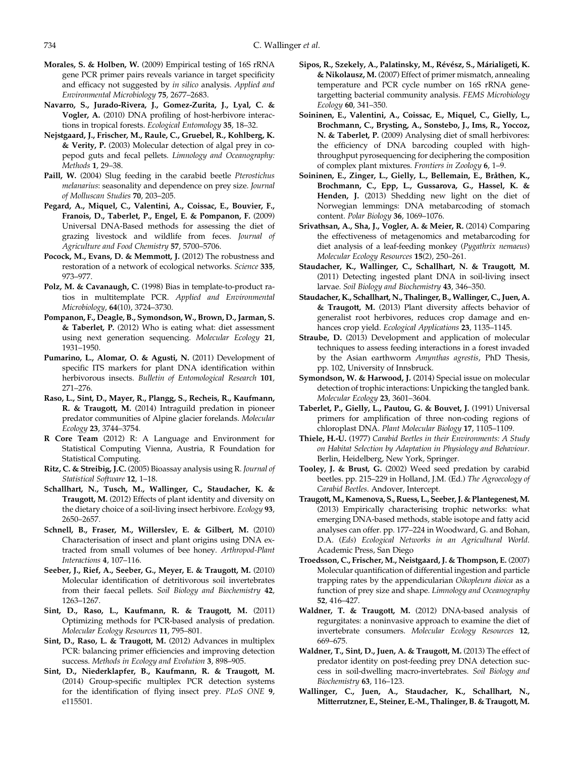**Morales, S. & Holben, W.** (2009) Empirical testing of 16S rRNA gene PCR primer pairs reveals variance in target specificity and efficacy not suggested by *in silico* analysis. *Applied and Environmental Microbiology* **75**, 2677–2683.

**Navarro, S., Jurado-Rivera, J., Gomez-Zurita, J., Lyal, C. & Vogler, A.** (2010) DNA profiling of host-herbivore interactions in tropical forests. *Ecological Entomology* **35**, 18–32.

**Nejstgaard, J., Frischer, M., Raule, C., Gruebel, R., Kohlberg, K. & Verity, P.** (2003) Molecular detection of algal prey in copepod guts and fecal pellets. *Limnology and Oceanography: Methods* **1**, 29–38.

**Paill, W.** (2004) Slug feeding in the carabid beetle *Pterostichus melanarius*: seasonality and dependence on prey size. *Journal of Molluscan Studies* **70**, 203–205.

**Pegard, A., Miquel, C., Valentini, A., Coissac, E., Bouvier, F., Franois, D., Taberlet, P., Engel, E. & Pompanon, F.** (2009) Universal DNA-Based methods for assessing the diet of grazing livestock and wildlife from feces. *Journal of Agriculture and Food Chemistry* **57**, 5700–5706.

**Pocock, M., Evans, D. & Memmott, J.** (2012) The robustness and restoration of a network of ecological networks. *Science* **335**, 973–977.

**Polz, M. & Cavanaugh, C.** (1998) Bias in template-to-product ratios in multitemplate PCR. *Applied and Environmental Microbiology*, **64**(10), 3724–3730.

**Pompanon, F., Deagle, B., Symondson, W., Brown, D., Jarman, S. & Taberlet, P.** (2012) Who is eating what: diet assessment using next generation sequencing. *Molecular Ecology* **21**, 1931–1950.

**Pumarino, L., Alomar, O. & Agusti, N.** (2011) Development of specific ITS markers for plant DNA identification within herbivorous insects. *Bulletin of Entomological Research* **101**, 271–276.

**Raso, L., Sint, D., Mayer, R., Plangg, S., Recheis, R., Kaufmann, R. & Traugott, M.** (2014) Intraguild predation in pioneer predator communities of Alpine glacier forelands. *Molecular Ecology* **23**, 3744–3754.

**R Core Team** (2012) R: A Language and Environment for Statistical Computing Vienna, Austria, R Foundation for Statistical Computing.

**Ritz, C. & Streibig, J.C.** (2005) Bioassay analysis using R. *Journal of Statistical Software* **12**, 1–18.

**Schallhart, N., Tusch, M., Wallinger, C., Staudacher, K. & Traugott, M.** (2012) Effects of plant identity and diversity on the dietary choice of a soil-living insect herbivore. *Ecology* **93**, 2650–2657.

**Schnell, B., Fraser, M., Willerslev, E. & Gilbert, M.** (2010) Characterisation of insect and plant origins using DNA extracted from small volumes of bee honey. *Arthropod-Plant Interactions* **4**, 107–116.

**Seeber, J., Rief, A., Seeber, G., Meyer, E. & Traugott, M.** (2010) Molecular identification of detritivorous soil invertebrates from their faecal pellets. *Soil Biology and Biochemistry* **42**, 1263–1267.

**Sint, D., Raso, L., Kaufmann, R. & Traugott, M.** (2011) Optimizing methods for PCR-based analysis of predation. *Molecular Ecology Resources* **11**, 795–801.

**Sint, D., Raso, L. & Traugott, M.** (2012) Advances in multiplex PCR: balancing primer efficiencies and improving detection success. *Methods in Ecology and Evolution* **3**, 898–905.

**Sint, D., Niederklapfer, B., Kaufmann, R. & Traugott, M.** (2014) Group-specific multiplex PCR detection systems for the identification of flying insect prey. *PLoS ONE* **9**, e115501.

**Sipos, R., Szekely, A., Palatinsky, M., Révész, S., Márialigeti, K. & Nikolausz, M.** (2007) Effect of primer mismatch, annealing temperature and PCR cycle number on 16S rRNA gene-targetting bacterial community analysis. *FEMS Microbiology Ecology* **60**, 341–350.

**Soininen, E., Valentini, A., Coissac, E., Miquel, C., Gielly, L., Brochmann, C., Brysting, A., Sonstebo, J., Ims, R., Yoccoz, N. & Taberlet, P.** (2009) Analysing diet of small herbivores: the efficiency of DNA barcoding coupled with high-throughput pyrosequencing for deciphering the composition of complex plant mixtures. *Frontiers in Zoology* **6**, 1–9.

**Soininen, E., Zinger, L., Gielly, L., Bellemain, E., Bråthen, K., Brochmann, C., Epp, L., Gussarova, G., Hassel, K. & Henden, J.** (2013) Shedding new light on the diet of Norwegian lemmings: DNA metabarcoding of stomach content. *Polar Biology* **36**, 1069–1076.

**Srivathsan, A., Sha, J., Vogler, A. & Meier, R.** (2014) Comparing the effectiveness of metagenomics and metabarcoding for diet analysis of a leaf-feeding monkey (*Pygathrix nemaeus*) *Molecular Ecology Resources* **15**(2), 250–261.

**Staudacher, K., Wallinger, C., Schallhart, N. & Traugott, M.** (2011) Detecting ingested plant DNA in soil-living insect larvae. *Soil Biology and Biochemistry* **43**, 346–350.

**Staudacher, K., Schallhart, N., Thalinger, B., Wallinger, C., Juen, A. & Traugott, M.** (2013) Plant diversity affects behavior of generalist root herbivores, reduces crop damage and enhances crop yield. *Ecological Applications* **23**, 1135–1145.

**Straube, D.** (2013) Development and application of molecular techniques to assess feeding interactions in a forest invaded by the Asian earthworm *Amynthas agrestis*, PhD Thesis, pp. 102, University of Innsbruck.

**Symondson, W. & Harwood, J.** (2014) Special issue on molecular detection of trophic interactions: Unpicking the tangled bank. *Molecular Ecology* **23**, 3601–3604.

**Taberlet, P., Gielly, L., Pautou, G. & Bouvet, J.** (1991) Universal primers for amplification of three non-coding regions of chloroplast DNA. *Plant Molecular Biology* **17**, 1105–1109.

**Thiele, H.-U.** (1977) *Carabid Beetles in their Environments: A Study on Habitat Selection by Adaptation in Physiology and Behaviour*. Berlin, Heidelberg, New York, Springer.

**Tooley, J. & Brust, G.** (2002) Weed seed predation by carabid beetles. pp. 215–229 in Holland, J.M. (Ed.) *The Agroecology of Carabid Beetles*. Andover, Intercept.

**Traugott, M., Kamenova, S., Ruess, L., Seeber, J. & Plantegenest, M.** (2013) Empirically characterising trophic networks: what emerging DNA-based methods, stable isotope and fatty acid analyses can offer. pp. 177–224 in Woodward, G. and Bohan, D.A. (*Eds*) *Ecological Networks in an Agricultural World*. Academic Press, San Diego

**Troedsson, C., Frischer, M., Neistgaard, J. & Thompson, E.** (2007) Molecular quantification of differential ingestion and particle trapping rates by the appendicularian *Oikopleura dioica* as a function of prey size and shape. *Limnology and Oceanography* **52**, 416–427.

**Waldner, T. & Traugott, M.** (2012) DNA-based analysis of regurgitates: a noninvasive approach to examine the diet of invertebrate consumers. *Molecular Ecology Resources* **12**, 669–675.

**Waldner, T., Sint, D., Juen, A. & Traugott, M.** (2013) The effect of predator identity on post-feeding prey DNA detection success in soil-dwelling macro-invertebrates. *Soil Biology and Biochemistry* **63**, 116–123.

**Wallinger, C., Juen, A., Staudacher, K., Schallhart, N., Mitterrutzner, E., Steiner, E.-M., Thalinger, B. & Traugott, M.**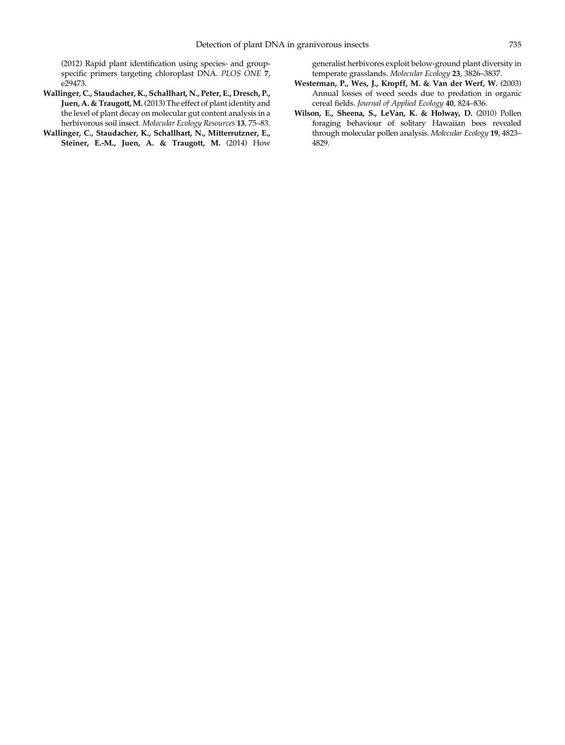(2012) Rapid plant identification using species- and group-specific primers targeting chloroplast DNA. *PLOS ONE* **7**, e29473.

**Wallinger, C., Staudacher, K., Schallhart, N., Peter, E., Dresch, P., Juen, A. & Traugott, M.** (2013) The effect of plant identity and the level of plant decay on molecular gut content analysis in a herbivorous soil insect. *Molecular Ecology Resources* **13**, 75–83.

**Wallinger, C., Staudacher, K., Schallhart, N., Mitterrutzner, E., Steiner, E.-M., Juen, A. & Traugott, M.** (2014) How generalist herbivores exploit below-ground plant diversity in temperate grasslands. *Molecular Ecology* **23**, 3826–3837.

**Westerman, P., Wes, J., Kropff, M. & Van der Werf, W.** (2003) Annual losses of weed seeds due to predation in organic cereal fields. *Journal of Applied Ecology* **40**, 824–836.

**Wilson, E., Sheena, S., LeVan, K. & Holway, D.** (2010) Pollen foraging behaviour of solitary Hawaiian bees revealed through molecular pollen analysis. *Molecular Ecology* **19**, 4823–4829.